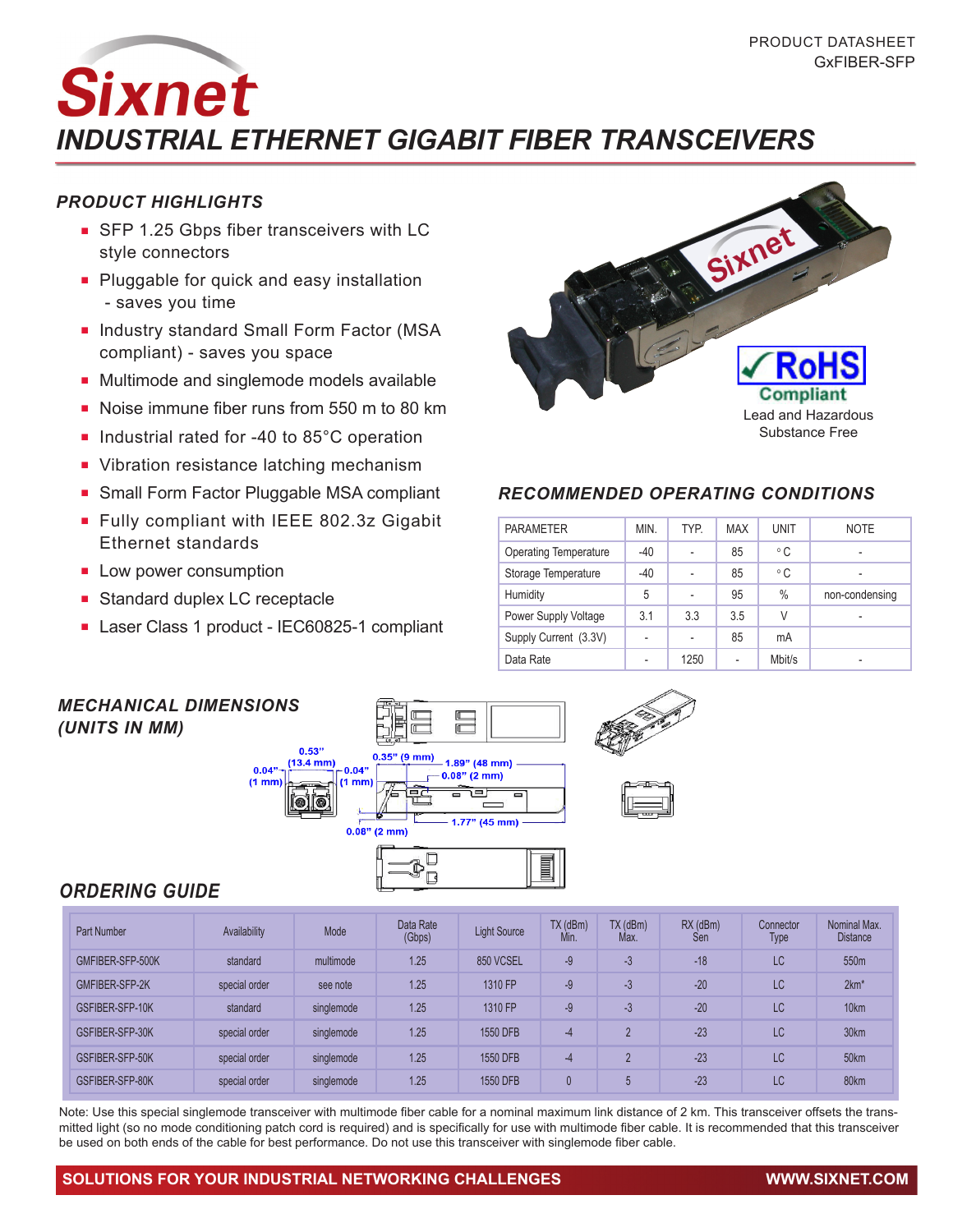PRODUCT DATASHEET
GxFIBER-SFP

# Sixnet

## INDUSTRIAL ETHERNET GIGABIT FIBER TRANSCEIVERS

### PRODUCT HIGHLIGHTS

- SFP 1.25 Gbps fiber transceivers with LC style connectors
- Pluggable for quick and easy installation - saves you time
- Industry standard Small Form Factor (MSA compliant) - saves you space
- Multimode and singlemode models available
- Noise immune fiber runs from 550 m to 80 km
- Industrial rated for -40 to 85°C operation
- Vibration resistance latching mechanism
- Small Form Factor Pluggable MSA compliant
- Fully compliant with IEEE 802.3z Gigabit Ethernet standards
- Low power consumption
- Standard duplex LC receptacle
- Laser Class 1 product - IEC60825-1 compliant

RoHS Compliant
Lead and Hazardous Substance Free

### RECOMMENDED OPERATING CONDITIONS

| PARAMETER | MIN. | TYP. | MAX | UNIT | NOTE |
|---|---|---|---|---|---|
| Operating Temperature | -40 | - | 85 | °C | - |
| Storage Temperature | -40 | - | 85 | °C | - |
| Humidity | 5 | - | 95 | % | non-condensing |
| Power Supply Voltage | 3.1 | 3.3 | 3.5 | V | - |
| Supply Current (3.3V) | - | - | 85 | mA | |
| Data Rate | - | 1250 | - | Mbit/s | - |

### MECHANICAL DIMENSIONS (UNITS IN MM)

0.53" (13.4 mm)
0.04" (1 mm)
0.04" (1 mm)
0.35" (9 mm)
1.89" (48 mm)
0.08" (2 mm)
1.77" (45 mm)
0.08" (2 mm)

### ORDERING GUIDE

| Part Number | Availability | Mode | Data Rate (Gbps) | Light Source | TX (dBm) Min. | TX (dBm) Max. | RX (dBm) Sen | Connector Type | Nominal Max. Distance |
|---|---|---|---|---|---|---|---|---|---|
| GMFIBER-SFP-500K | standard | multimode | 1.25 | 850 VCSEL | -9 | -3 | -18 | LC | 550m |
| GMFIBER-SFP-2K | special order | see note | 1.25 | 1310 FP | -9 | -3 | -20 | LC | 2km* |
| GSFIBER-SFP-10K | standard | singlemode | 1.25 | 1310 FP | -9 | -3 | -20 | LC | 10km |
| GSFIBER-SFP-30K | special order | singlemode | 1.25 | 1550 DFB | -4 | 2 | -23 | LC | 30km |
| GSFIBER-SFP-50K | special order | singlemode | 1.25 | 1550 DFB | -4 | 2 | -23 | LC | 50km |
| GSFIBER-SFP-80K | special order | singlemode | 1.25 | 1550 DFB | 0 | 5 | -23 | LC | 80km |

Note: Use this special singlemode transceiver with multimode fiber cable for a nominal maximum link distance of 2 km. This transceiver offsets the transmitted light (so no mode conditioning patch cord is required) and is specifically for use with multimode fiber cable. It is recommended that this transceiver be used on both ends of the cable for best performance. Do not use this transceiver with singlemode fiber cable.

SOLUTIONS FOR YOUR INDUSTRIAL NETWORKING CHALLENGES WWW.SIXNET.COM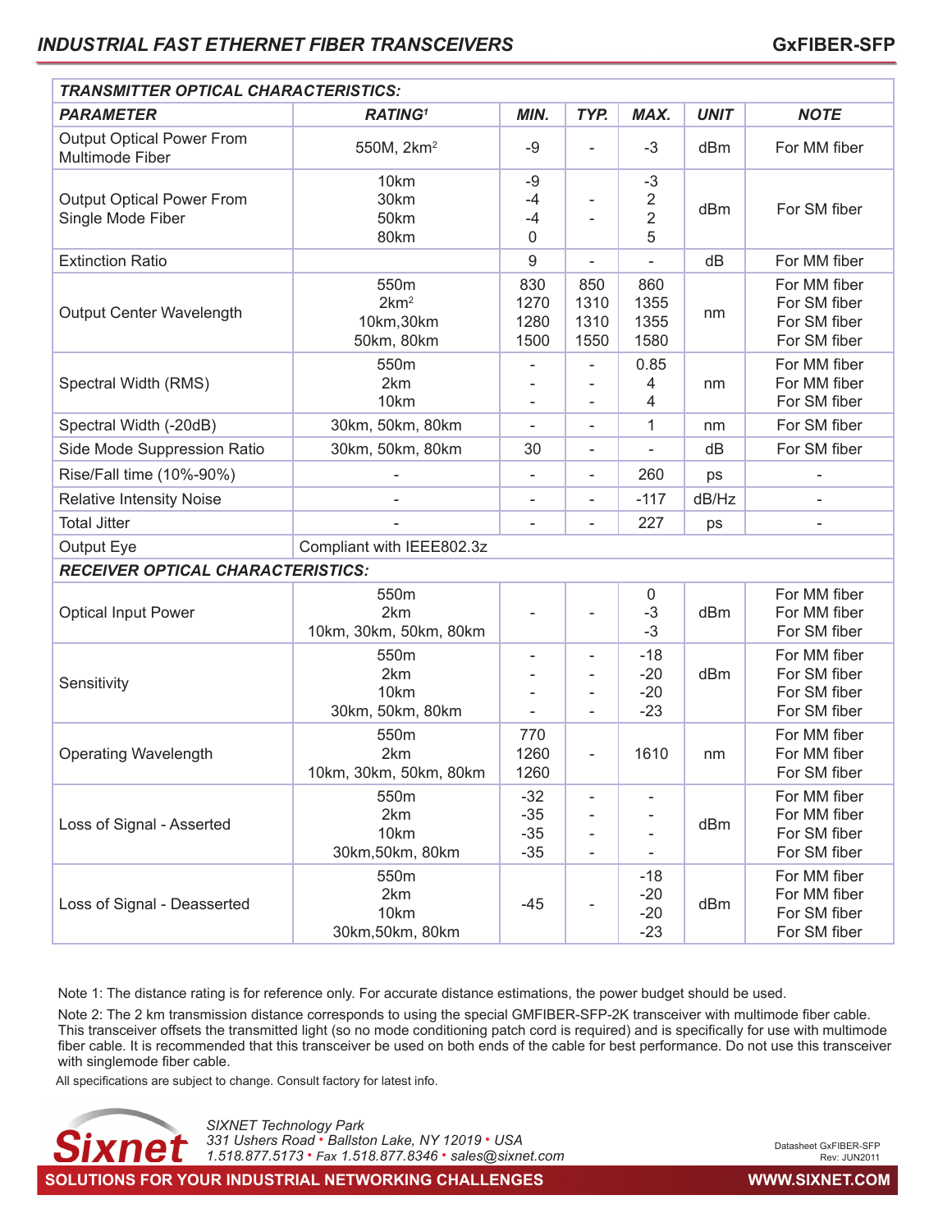| TRANSMITTER OPTICAL CHARACTERISTICS: | | | | | | |
|---|---|---|---|---|---|---|
| **PARAMETER** | **RATING[1]** | **MIN.** | **TYP.** | **MAX.** | **UNIT** | **NOTE** |
| Output Optical Power From Multimode Fiber | 550M, 2km[2] | -9 | - | -3 | dBm | For MM fiber |
| Output Optical Power From Single Mode Fiber | 10km<br>30km<br>50km<br>80km | -9<br>-4<br>-4<br>0 | -<br>- | -3<br>2<br>2<br>5 | dBm | For SM fiber |
| Extinction Ratio | | 9 | - | - | dB | For MM fiber |
| Output Center Wavelength | 550m<br>2km[2]<br>10km,30km<br>50km, 80km | 830<br>1270<br>1280<br>1500 | 850<br>1310<br>1310<br>1550 | 860<br>1355<br>1355<br>1580 | nm | For MM fiber<br>For SM fiber<br>For SM fiber<br>For SM fiber |
| Spectral Width (RMS) | 550m<br>2km<br>10km | -<br>-<br>- | -<br>-<br>- | 0.85<br>4<br>4 | nm | For MM fiber<br>For MM fiber<br>For SM fiber |
| Spectral Width (-20dB) | 30km, 50km, 80km | - | - | 1 | nm | For SM fiber |
| Side Mode Suppression Ratio | 30km, 50km, 80km | 30 | - | - | dB | For SM fiber |
| Rise/Fall time (10%-90%) | - | - | - | 260 | ps | - |
| Relative Intensity Noise | - | - | - | -117 | dB/Hz | - |
| Total Jitter | - | - | - | 227 | ps | - |
| Output Eye | Compliant with IEEE802.3z | | | | | |
| **RECEIVER OPTICAL CHARACTERISTICS:** | | | | | | |
| Optical Input Power | 550m<br>2km<br>10km, 30km, 50km, 80km | - | - | 0<br>-3<br>-3 | dBm | For MM fiber<br>For MM fiber<br>For SM fiber |
| Sensitivity | 550m<br>2km<br>10km<br>30km, 50km, 80km | -<br>-<br>-<br>- | -<br>-<br>-<br>- | -18<br>-20<br>-20<br>-23 | dBm | For MM fiber<br>For SM fiber<br>For SM fiber<br>For SM fiber |
| Operating Wavelength | 550m<br>2km<br>10km, 30km, 50km, 80km | 770<br>1260<br>1260 | - | 1610 | nm | For MM fiber<br>For MM fiber<br>For SM fiber |
| Loss of Signal - Asserted | 550m<br>2km<br>10km<br>30km,50km, 80km | -32<br>-35<br>-35<br>-35 | -<br>-<br>-<br>- | -<br>-<br>-<br>- | dBm | For MM fiber<br>For MM fiber<br>For SM fiber<br>For SM fiber |
| Loss of Signal - Deasserted | 550m<br>2km<br>10km<br>30km,50km, 80km | -45 | - | -18<br>-20<br>-20<br>-23 | dBm | For MM fiber<br>For MM fiber<br>For SM fiber<br>For SM fiber |

Note 1: The distance rating is for reference only. For accurate distance estimations, the power budget should be used.

Note 2: The 2 km transmission distance corresponds to using the special GMFIBER-SFP-2K transceiver with multimode fiber cable. This transceiver offsets the transmitted light (so no mode conditioning patch cord is required) and is specifically for use with multimode fiber cable. It is recommended that this transceiver be used on both ends of the cable for best performance. Do not use this transceiver with singlemode fiber cable.

All specifications are subject to change. Consult factory for latest info.

*SIXNET Technology Park*
*331 Ushers Road • Ballston Lake, NY 12019 • USA*
*1.518.877.5173 • Fax 1.518.877.8346 • sales@sixnet.com*

Datasheet GxFIBER-SFP
Rev: JUN2011

SOLUTIONS FOR YOUR INDUSTRIAL NETWORKING CHALLENGES — WWW.SIXNET.COM